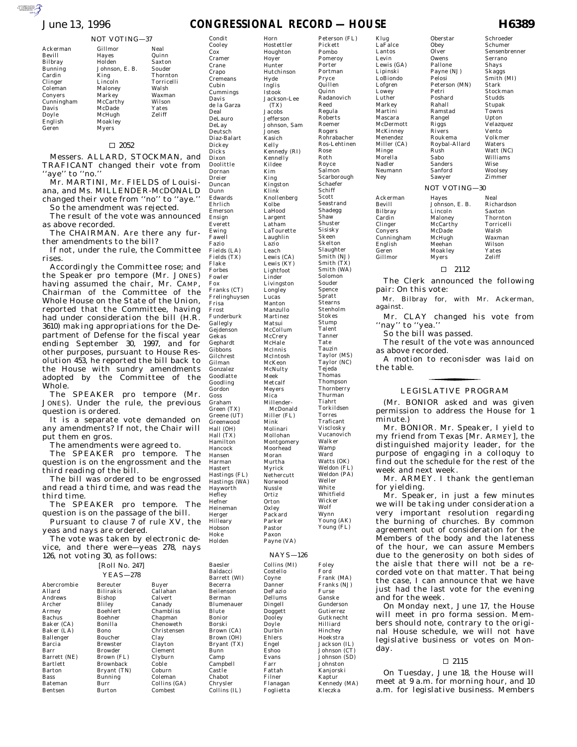NOT VOTING—37

| | | |
|---|---|---|
| Ackerman | Gillmor | Neal |
| Bevill | Hayes | Quinn |
| Bilbray | Holden | Saxton |
| Bunning | Johnson, E. B. | Souder |
| Cardin | King | Thornton |
| Clinger | Lincoln | Torricelli |
| Coleman | Maloney | Walsh |
| Conyers | Markey | Waxman |
| Cunningham | McCarthy | Wilson |
| Davis | McDade | Yates |
| Doyle | McHugh | Zeliff |
| English | Moakley | |
| Geren | Myers | |

□ 2052

Messers. ALLARD, STOCKMAN, and TRAFICANT changed their vote from ''aye'' to ''no.''

Mr. MARTINI, Mr. FIELDS of Louisiana, and Ms. MILLENDER-McDONALD changed their vote from ''no'' to ''aye.''

So the amendment was rejected.

The result of the vote was announced as above recorded.

The CHAIRMAN. Are there any further amendments to the bill?

If not, under the rule, the Committee rises.

Accordingly the Committee rose; and the Speaker pro tempore (Mr. JONES) having assumed the chair, Mr. CAMP, Chairman of the Committee of the Whole House on the State of the Union, reported that the Committee, having had under consideration the bill (H.R. 3610) making appropriations for the Department of Defense for the fiscal year ending September 30, 1997, and for other purposes, pursuant to House Resolution 453, he reported the bill back to the House with sundry amendments adopted by the Committee of the Whole.

The SPEAKER pro tempore (Mr. JONES). Under the rule, the previous question is ordered.

It is a separate vote demanded on any amendments? If not, the Chair will put them en gros.

The amendments were agreed to.

The SPEAKER pro tempore. The question is on the engrossment and the third reading of the bill.

The bill was ordered to be engrossed and read a third time, and was read the third time.

The SPEAKER pro tempore. The question is on the passage of the bill.

Pursuant to clause 7 of rule XV, the yeas and nays are ordered.

The vote was taken by electronic device, and there were—yeas 278, nays 126, not voting 30, as follows:

[Roll No. 247]

YEAS—278

Abercrombie, Allard, Andrews, Archer, Armey, Bachus, Baker (CA), Baker (LA), Ballenger, Barcia, Barr, Barrett (NE), Bartlett, Barton, Bass, Bateman, Bentsen, Bereuter, Bilirakis, Bishop, Bliley, Boehlert, Boehner, Bonilla, Bono, Boucher, Brewster, Browder, Brown (FL), Brownback, Bryant (TN), Bunning, Burr, Burton, Buyer, Callahan, Calvert, Canady, Chambliss, Chapman, Chenoweth, Christensen, Clay, Clayton, Clement, Clyburn, Coble, Coburn, Coleman, Collins (GA), Combest, Condit, Cooley, Cox, Cramer, Crane, Crapo, Cremeans, Cubin, Cummings, Davis, de la Garza, Deal, DeLauro, DeLay, Deutsch, Diaz-Balart, Dickey, Dicks, Dixon, Doolittle, Dornan, Dreier, Duncan, Dunn, Edwards, Ehrlich, Emerson, Ensign, Everett, Ewing, Fawell, Fazio, Fields (LA), Fields (TX), Flake, Forbes, Fowler, Fox, Franks (CT), Frelinghuysen, Frisa, Frost, Funderburk, Gallegly, Gejdenson, Gekas, Gephardt, Gibbons, Gilchrest, Gilman, Gonzalez, Goodlatte, Goodling, Gordon, Goss, Graham, Green (TX), Greene (UT), Greenwood, Hall (OH), Hall (TX), Hamilton, Hancock, Hansen, Harman, Hastert, Hastings (FL), Hastings (WA), Hayworth, Hefley, Hefner, Heineman, Herger, Hilleary, Hobson, Hoke, Holden, Horn, Hostettler, Houghton, Hoyer, Hunter, Hutchinson, Hyde, Inglis, Istook, Jackson-Lee (TX), Jacobs, Jefferson, Johnson, Sam, Jones, Kasich, Kelly, Kennedy (RI), Kennelly, Kildee, Kim, King, Kingston, Klink, Knollenberg, Kolbe, LaHood, Largent, Latham, LaTourette, Laughlin, Lazio, Leach, Lewis (CA), Lewis (KY), Lightfoot, Linder, Livingston, Longley, Lucas, Manton, Manzullo, Martinez, Matsui, McCollum, McCrery, McHale, McInnis, McIntosh, McKeon, McNulty, Meek, Metcalf, Meyers, Mica, Millender-McDonald, Miller (FL), Mink, Molinari, Mollohan, Montgomery, Moorhead, Moran, Murtha, Myrick, Nethercutt, Norwood, Nussle, Ortiz, Orton, Oxley, Packard, Parker, Pastor, Paxon, Payne (VA), Peterson (FL), Pickett, Pombo, Pomeroy, Porter, Portman, Pryce, Quillen, Quinn, Radanovich, Reed, Regula, Roberts, Roemer, Rogers, Rohrabacher, Ros-Lehtinen, Rose, Roth, Royce, Salmon, Scarborough, Schaefer, Schiff, Scott, Seastrand, Shadegg, Shaw, Shuster, Sisisky, Skeen, Skelton, Slaughter, Smith (NJ), Smith (TX), Smith (WA), Solomon, Souder, Spence, Spratt, Stearns, Stenholm, Stokes, Stump, Talent, Tanner, Tate, Tauzin, Taylor (MS), Taylor (NC), Tejeda, Thomas, Thompson, Thornberry, Thurman, Tiahrt, Torkildsen, Torres, Traficant, Visclosky, Vucanovich, Walker, Wamp, Ward, Watts (OK), Weldon (FL), Weldon (PA), Weller, White, Whitfield, Wicker, Wolf, Wynn, Young (AK), Young (FL)

NAYS—126

Baesler, Baldacci, Barrett (WI), Becerra, Beilenson, Berman, Blumenauer, Blute, Bonior, Borski, Brown (CA), Brown (OH), Bryant (TX), Bunn, Camp, Campbell, Castle, Chabot, Chrysler, Collins (IL), Collins (MI), Costello, Coyne, Danner, DeFazio, Dellums, Dingell, Doggett, Dooley, Doyle, Durbin, Ehlers, Engel, Eshoo, Evans, Farr, Fattah, Filner, Flanagan, Foglietta, Foley, Ford, Frank (MA), Franks (NJ), Furse, Ganske, Gunderson, Gutierrez, Gutknecht, Hilliard, Hinchey, Hoekstra, Jackson (IL), Johnson (CT), Johnson (SD), Johnston, Kanjorski, Kaptur, Kennedy (MA), Kleczka, Klug, LaFalce, Lantos, Levin, Lewis (GA), Lipinski, LoBiondo, Lofgren, Lowey, Luther, Markey, Martini, Mascara, McDermott, McKinney, Menendez, Miller (CA), Minge, Morella, Nadler, Neumann, Ney, Oberstar, Obey, Olver, Owens, Pallone, Payne (NJ), Pelosi, Peterson (MN), Petri, Poshard, Rahall, Ramstad, Rangel, Riggs, Rivers, Roukema, Roybal-Allard, Rush, Sabo, Sanders, Sanford, Sawyer, Schroeder, Schumer, Sensenbrenner, Serrano, Shays, Skaggs, Smith (MI), Stark, Stockman, Studds, Stupak, Towns, Upton, Velazquez, Vento, Volkmer, Waters, Watt (NC), Williams, Wise, Woolsey, Zimmer

NOT VOTING—30

| | | |
|---|---|---|
| Ackerman | Hayes | Neal |
| Bevill | Johnson, E. B. | Richardson |
| Bilbray | Lincoln | Saxton |
| Cardin | Maloney | Thornton |
| Clinger | McCarthy | Torricelli |
| Conyers | McDade | Walsh |
| Cunningham | McHugh | Waxman |
| English | Meehan | Wilson |
| Geren | Moakley | Yates |
| Gillmor | Myers | Zeliff |

□ 2112

The Clerk announced the following pair: On this vote:

Mr. Bilbray for, with Mr. Ackerman, against.

Mr. CLAY changed his vote from ''nay'' to ''yea.''

So the bill was passed.

The result of the vote was announced as above recorded.

A motion to reconisder was laid on the table.

## LEGISLATIVE PROGRAM

(Mr. BONIOR asked and was given permission to address the House for 1 minute.)

Mr. BONIOR. Mr. Speaker, I yield to my friend from Texas [Mr. ARMEY], the distinguished majority leader, for the purpose of engaging in a colloquy to find out the schedule for the rest of the week and next week.

Mr. ARMEY. I thank the gentleman for yielding.

Mr. Speaker, in just a few minutes we will be taking under consideration a very important resolution regarding the burning of churches. By common agreement out of consideration for the Members of the body and the lateness of the hour, we can assure Members due to the generosity on both sides of the aisle that there will not be a recorded vote on that matter. That being the case, I can announce that we have just had the last vote for the evening and for the week.

On Monday next, June 17, the House will meet in pro forma session. Members should note, contrary to the original House schedule, we will not have legislative business or votes on Monday.

□ 2115

On Tuesday, June 18, the House will meet at 9 a.m. for morning hour, and 10 a.m. for legislative business. Members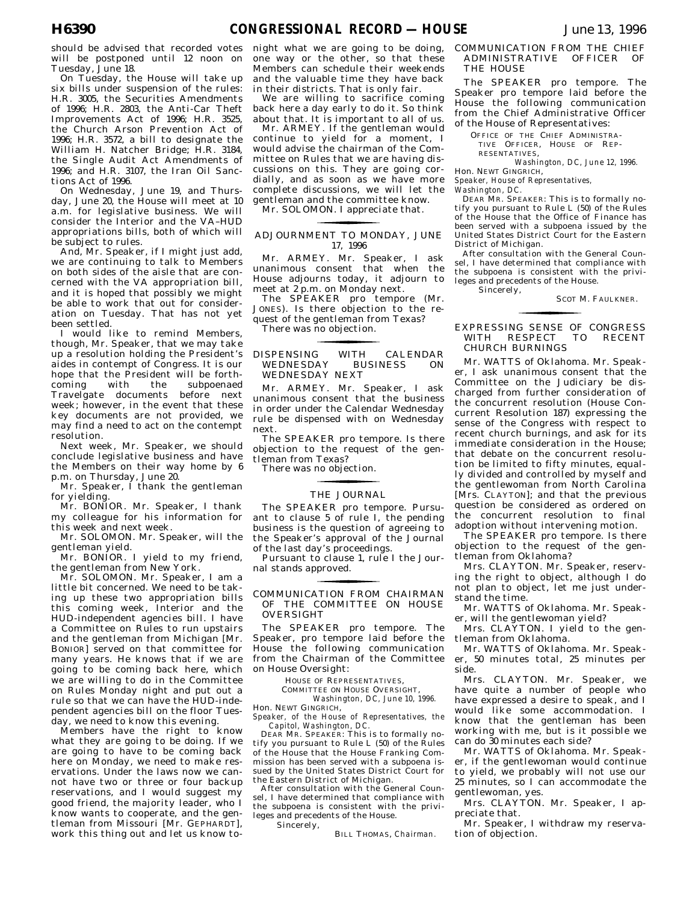should be advised that recorded votes will be postponed until 12 noon on Tuesday, June 18.

On Tuesday, the House will take up six bills under suspension of the rules: H.R. 3005, the Securities Amendments of 1996; H.R. 2803, the Anti-Car Theft Improvements Act of 1996; H.R. 3525, the Church Arson Prevention Act of 1996; H.R. 3572, a bill to designate the William H. Natcher Bridge; H.R. 3184, the Single Audit Act Amendments of 1996; and H.R. 3107, the Iran Oil Sanctions Act of 1996.

On Wednesday, June 19, and Thursday, June 20, the House will meet at 10 a.m. for legislative business. We will consider the Interior and the VA–HUD appropriations bills, both of which will be subject to rules.

And, Mr. Speaker, if I might just add, we are continuing to talk to Members on both sides of the aisle that are concerned with the VA appropriation bill, and it is hoped that possibly we might be able to work that out for consideration on Tuesday. That has not yet been settled.

I would like to remind Members, though, Mr. Speaker, that we may take up a resolution holding the President's aides in contempt of Congress. It is our hope that the President will be forthcoming with the subpoenaed Travelgate documents before next week; however, in the event that these key documents are not provided, we may find a need to act on the contempt resolution.

Next week, Mr. Speaker, we should conclude legislative business and have the Members on their way home by 6 p.m. on Thursday, June 20.

Mr. Speaker, I thank the gentleman for yielding.

Mr. BONIOR. Mr. Speaker, I thank my colleague for his information for this week and next week.

Mr. SOLOMON. Mr. Speaker, will the gentleman yield.

Mr. BONIOR. I yield to my friend, the gentleman from New York.

Mr. SOLOMON. Mr. Speaker, I am a little bit concerned. We need to be taking up these two appropriation bills this coming week, Interior and the HUD-independent agencies bill. I have a Committee on Rules to run upstairs and the gentleman from Michigan [Mr. BONIOR] served on that committee for many years. He knows that if we are going to be coming back here, which we are willing to do in the Committee on Rules Monday night and put out a rule so that we can have the HUD-independent agencies bill on the floor Tuesday, we need to know this evening.

Members have the right to know what they are going to be doing. If we are going to have to be coming back here on Monday, we need to make reservations. Under the laws now we cannot have two or three or four backup reservations, and I would suggest my good friend, the majority leader, who I know wants to cooperate, and the gentleman from Missouri [Mr. GEPHARDT], work this thing out and let us know tonight what we are going to be doing, one way or the other, so that these Members can schedule their weekends and the valuable time they have back in their districts. That is only fair.

We are willing to sacrifice coming back here a day early to do it. So think about that. It is important to all of us.

Mr. ARMEY. If the gentleman would continue to yield for a moment, I would advise the chairman of the Committee on Rules that we are having discussions on this. They are going cordially, and as soon as we have more complete discussions, we will let the gentleman and the committee know.

Mr. SOLOMON. I appreciate that.

## ADJOURNMENT TO MONDAY, JUNE 17, 1996

Mr. ARMEY. Mr. Speaker, I ask unanimous consent that when the House adjourns today, it adjourn to meet at 2 p.m. on Monday next.

The SPEAKER pro tempore (Mr. JONES). Is there objection to the request of the gentleman from Texas?

There was no objection.

## DISPENSING WITH CALENDAR WEDNESDAY BUSINESS ON WEDNESDAY NEXT

Mr. ARMEY. Mr. Speaker, I ask unanimous consent that the business in order under the Calendar Wednesday rule be dispensed with on Wednesday next.

The SPEAKER pro tempore. Is there objection to the request of the gentleman from Texas?

There was no objection.

## THE JOURNAL

The SPEAKER pro tempore. Pursuant to clause 5 of rule I, the pending business is the question of agreeing to the Speaker's approval of the Journal of the last day's proceedings.

Pursuant to clause 1, rule I the Journal stands approved.

## COMMUNICATION FROM CHAIRMAN OF THE COMMITTEE ON HOUSE OVERSIGHT

The SPEAKER pro tempore. The Speaker, pro tempore laid before the House the following communication from the Chairman of the Committee on House Oversight:

HOUSE OF REPRESENTATIVES,
COMMITTEE ON HOUSE OVERSIGHT,
*Washington, DC, June 10, 1996.*

Hon. NEWT GINGRICH,
*Speaker, of the House of Representatives, the Capitol, Washington, DC.*

DEAR MR. SPEAKER: This is to formally notify you pursuant to Rule L (50) of the Rules of the House that the House Franking Commission has been served with a subpoena issued by the United States District Court for the Eastern District of Michigan.

After consultation with the General Counsel, I have determined that compliance with the subpoena is consistent with the privileges and precedents of the House.

Sincerely,

BILL THOMAS, *Chairman.*

## COMMUNICATION FROM THE CHIEF ADMINISTRATIVE OFFICER OF THE HOUSE

The SPEAKER pro tempore. The Speaker pro tempore laid before the House the following communication from the Chief Administrative Officer of the House of Representatives:

OFFICE OF THE CHIEF ADMINISTRATIVE OFFICER, HOUSE OF REPRESENTATIVES,
*Washington, DC, June 12, 1996.*

Hon. NEWT GINGRICH,
*Speaker, House of Representatives, Washington, DC.*

DEAR MR. SPEAKER: This is to formally notify you pursuant to Rule L (50) of the Rules of the House that the Office of Finance has been served with a subpoena issued by the United States District Court for the Eastern District of Michigan.

After consultation with the General Counsel, I have determined that compliance with the subpoena is consistent with the privileges and precedents of the House.

Sincerely,

SCOT M. FAULKNER.

## EXPRESSING SENSE OF CONGRESS WITH RESPECT TO RECENT CHURCH BURNINGS

Mr. WATTS of Oklahoma. Mr. Speaker, I ask unanimous consent that the Committee on the Judiciary be discharged from further consideration of the concurrent resolution (House Concurrent Resolution 187) expressing the sense of the Congress with respect to recent church burnings, and ask for its immediate consideration in the House; that debate on the concurrent resolution be limited to fifty minutes, equally divided and controlled by myself and the gentlewoman from North Carolina [Mrs. CLAYTON]; and that the previous question be considered as ordered on the concurrent resolution to final adoption without intervening motion.

The SPEAKER pro tempore. Is there objection to the request of the gentleman from Oklahoma?

Mrs. CLAYTON. Mr. Speaker, reserving the right to object, although I do not plan to object, let me just understand the time.

Mr. WATTS of Oklahoma. Mr. Speaker, will the gentlewoman yield?

Mrs. CLAYTON. I yield to the gentleman from Oklahoma.

Mr. WATTS of Oklahoma. Mr. Speaker, 50 minutes total, 25 minutes per side.

Mrs. CLAYTON. Mr. Speaker, we have quite a number of people who have expressed a desire to speak, and I would like some accommodation. I know that the gentleman has been working with me, but is it possible we can do 30 minutes each side?

Mr. WATTS of Oklahoma. Mr. Speaker, if the gentlewoman would continue to yield, we probably will not use our 25 minutes, so I can accommodate the gentlewoman, yes.

Mrs. CLAYTON. Mr. Speaker, I appreciate that.

Mr. Speaker, I withdraw my reservation of objection.